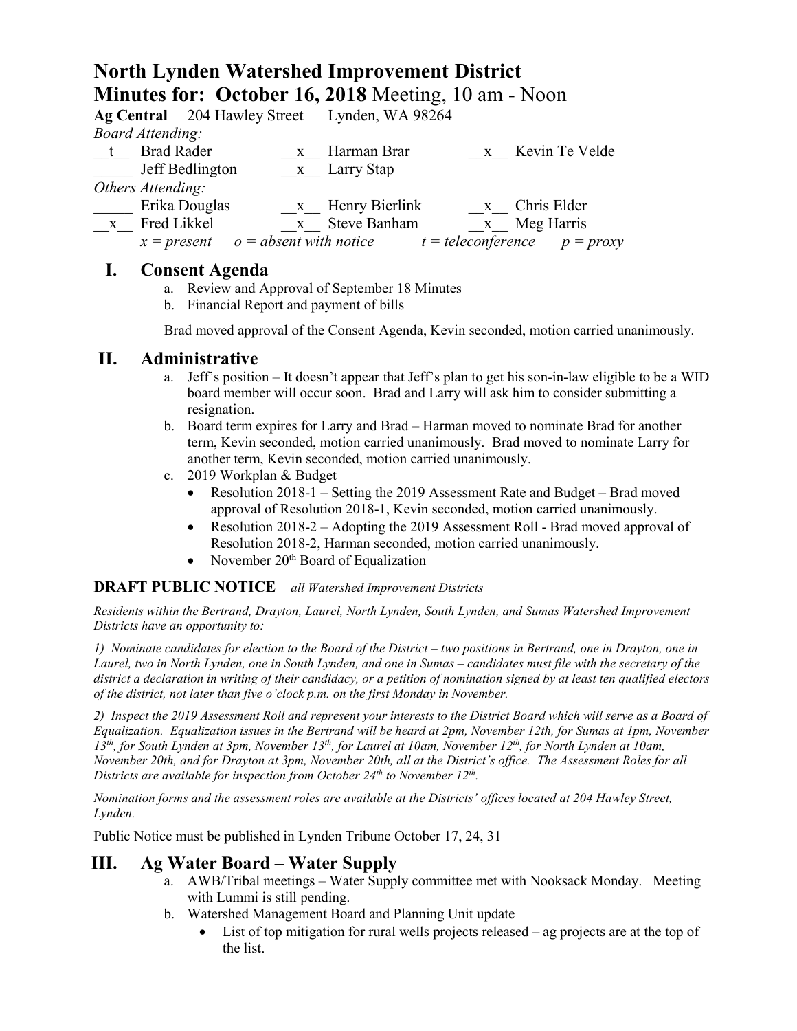# North Lynden Watershed Improvement District

## Minutes for: October 16, 2018 Meeting, 10 am - Noon

**Ag Central** 204 Hawley Street Lynden, WA 98264

*Board Attending:*

| | | | | | |
|---|---|---|---|---|---|
| __t__ | Brad Rader | __x__ | Harman Brar | __x__ | Kevin Te Velde |
| _____ | Jeff Bedlington | __x__ | Larry Stap | | |

*Others Attending:*

| | | | | | |
|---|---|---|---|---|---|
| _____ | Erika Douglas | __x__ | Henry Bierlink | __x__ | Chris Elder |
| __x__ | Fred Likkel | __x__ | Steve Banham | __x__ | Meg Harris |

*x = present o = absent with notice t = teleconference p = proxy*

## I. Consent Agenda

a. Review and Approval of September 18 Minutes
b. Financial Report and payment of bills

Brad moved approval of the Consent Agenda, Kevin seconded, motion carried unanimously.

## II. Administrative

a. Jeff's position – It doesn't appear that Jeff's plan to get his son-in-law eligible to be a WID board member will occur soon. Brad and Larry will ask him to consider submitting a resignation.
b. Board term expires for Larry and Brad – Harman moved to nominate Brad for another term, Kevin seconded, motion carried unanimously. Brad moved to nominate Larry for another term, Kevin seconded, motion carried unanimously.
c. 2019 Workplan & Budget
   - Resolution 2018-1 – Setting the 2019 Assessment Rate and Budget – Brad moved approval of Resolution 2018-1, Kevin seconded, motion carried unanimously.
   - Resolution 2018-2 – Adopting the 2019 Assessment Roll - Brad moved approval of Resolution 2018-2, Harman seconded, motion carried unanimously.
   - November 20th Board of Equalization

**DRAFT PUBLIC NOTICE** – *all Watershed Improvement Districts*

*Residents within the Bertrand, Drayton, Laurel, North Lynden, South Lynden, and Sumas Watershed Improvement Districts have an opportunity to:*

*1) Nominate candidates for election to the Board of the District – two positions in Bertrand, one in Drayton, one in Laurel, two in North Lynden, one in South Lynden, and one in Sumas – candidates must file with the secretary of the district a declaration in writing of their candidacy, or a petition of nomination signed by at least ten qualified electors of the district, not later than five o'clock p.m. on the first Monday in November.*

*2) Inspect the 2019 Assessment Roll and represent your interests to the District Board which will serve as a Board of Equalization. Equalization issues in the Bertrand will be heard at 2pm, November 12th, for Sumas at 1pm, November 13th, for South Lynden at 3pm, November 13th, for Laurel at 10am, November 12th, for North Lynden at 10am, November 20th, and for Drayton at 3pm, November 20th, all at the District's office. The Assessment Roles for all Districts are available for inspection from October 24th to November 12th.*

*Nomination forms and the assessment roles are available at the Districts' offices located at 204 Hawley Street, Lynden.*

Public Notice must be published in Lynden Tribune October 17, 24, 31

## III. Ag Water Board – Water Supply

a. AWB/Tribal meetings – Water Supply committee met with Nooksack Monday. Meeting with Lummi is still pending.
b. Watershed Management Board and Planning Unit update
   - List of top mitigation for rural wells projects released – ag projects are at the top of the list.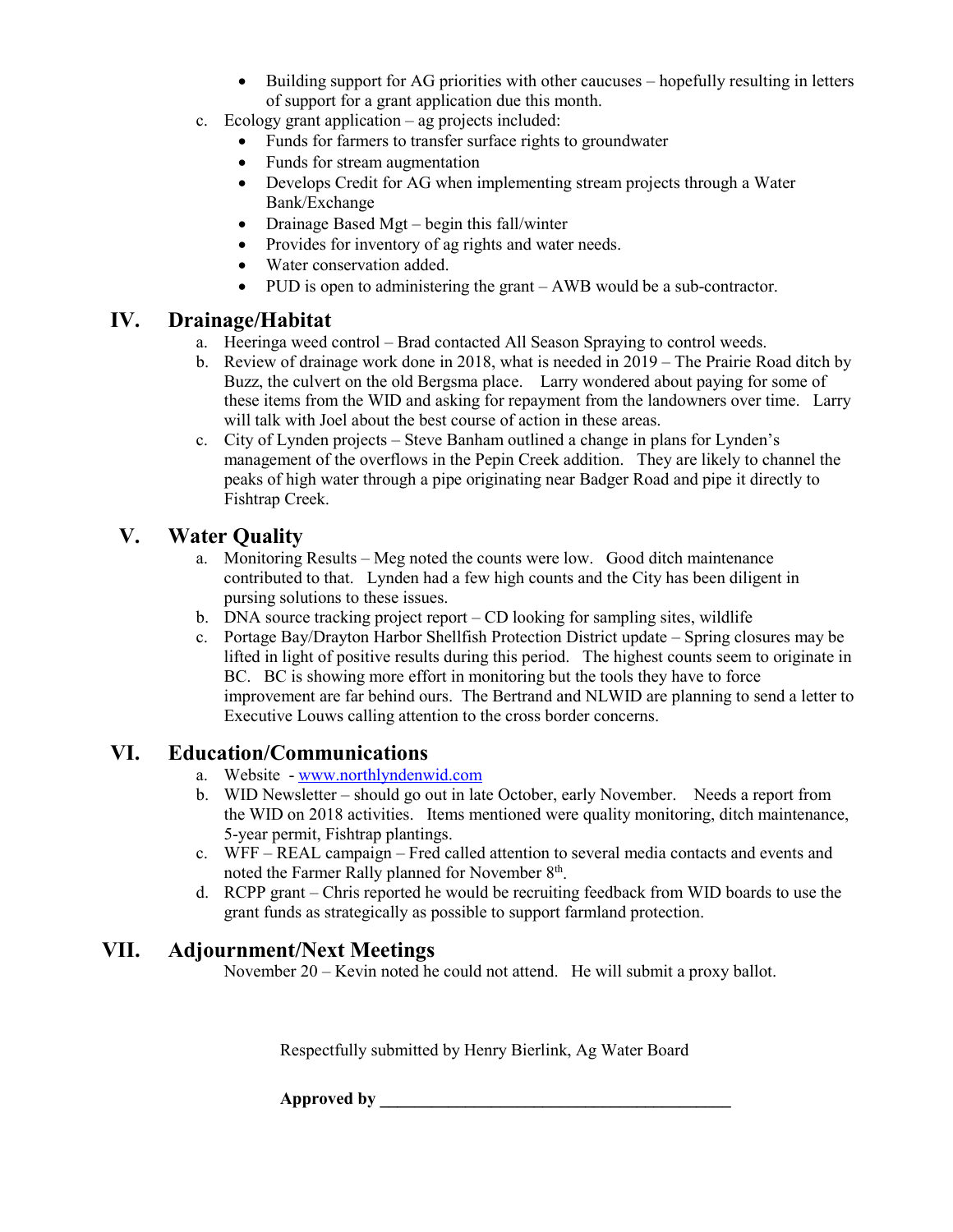- Building support for AG priorities with other caucuses – hopefully resulting in letters of support for a grant application due this month.

c. Ecology grant application – ag projects included:
   - Funds for farmers to transfer surface rights to groundwater
   - Funds for stream augmentation
   - Develops Credit for AG when implementing stream projects through a Water Bank/Exchange
   - Drainage Based Mgt – begin this fall/winter
   - Provides for inventory of ag rights and water needs.
   - Water conservation added.
   - PUD is open to administering the grant – AWB would be a sub-contractor.

## IV. Drainage/Habitat

a. Heeringa weed control – Brad contacted All Season Spraying to control weeds.

b. Review of drainage work done in 2018, what is needed in 2019 – The Prairie Road ditch by Buzz, the culvert on the old Bergsma place. Larry wondered about paying for some of these items from the WID and asking for repayment from the landowners over time. Larry will talk with Joel about the best course of action in these areas.

c. City of Lynden projects – Steve Banham outlined a change in plans for Lynden's management of the overflows in the Pepin Creek addition. They are likely to channel the peaks of high water through a pipe originating near Badger Road and pipe it directly to Fishtrap Creek.

## V. Water Quality

a. Monitoring Results – Meg noted the counts were low. Good ditch maintenance contributed to that. Lynden had a few high counts and the City has been diligent in pursing solutions to these issues.

b. DNA source tracking project report – CD looking for sampling sites, wildlife

c. Portage Bay/Drayton Harbor Shellfish Protection District update – Spring closures may be lifted in light of positive results during this period. The highest counts seem to originate in BC. BC is showing more effort in monitoring but the tools they have to force improvement are far behind ours. The Bertrand and NLWID are planning to send a letter to Executive Louws calling attention to the cross border concerns.

## VI. Education/Communications

a. Website - www.northlyndenwid.com

b. WID Newsletter – should go out in late October, early November. Needs a report from the WID on 2018 activities. Items mentioned were quality monitoring, ditch maintenance, 5-year permit, Fishtrap plantings.

c. WFF – REAL campaign – Fred called attention to several media contacts and events and noted the Farmer Rally planned for November 8th.

d. RCPP grant – Chris reported he would be recruiting feedback from WID boards to use the grant funds as strategically as possible to support farmland protection.

## VII. Adjournment/Next Meetings

November 20 – Kevin noted he could not attend. He will submit a proxy ballot.

Respectfully submitted by Henry Bierlink, Ag Water Board

**Approved by \_\_\_\_\_\_\_\_\_\_\_\_\_\_\_\_\_\_\_\_\_\_\_\_\_\_\_\_\_\_\_\_\_\_\_\_\_\_\_\_\_\_\_\_**